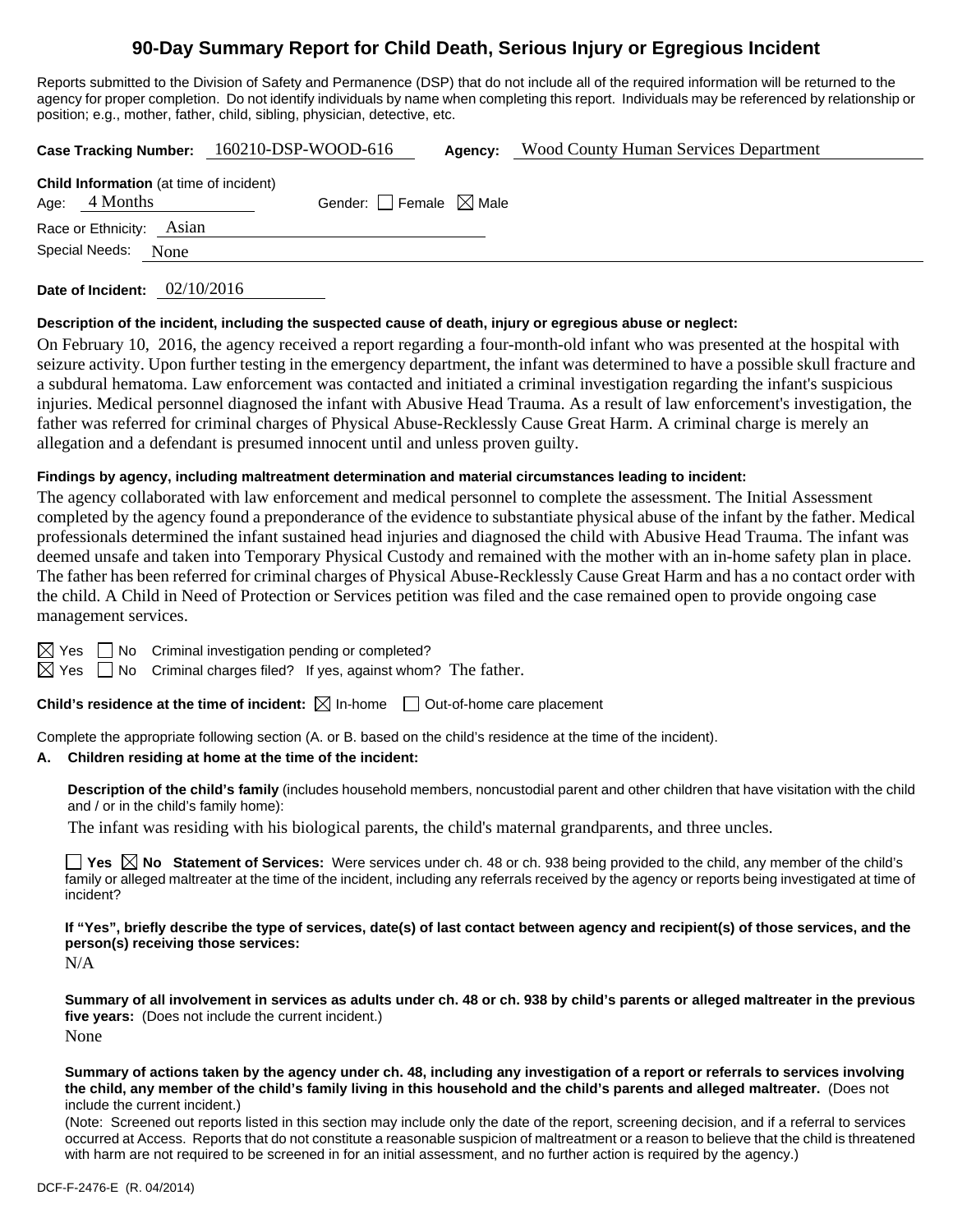# 90-Day Summary Report for Child Death, Serious Injury or Egregious Incident

Reports submitted to the Division of Safety and Permanence (DSP) that do not include all of the required information will be returned to the agency for proper completion. Do not identify individuals by name when completing this report. Individuals may be referenced by relationship or position; e.g., mother, father, child, sibling, physician, detective, etc.

**Case Tracking Number:** 160210-DSP-WOOD-616 **Agency:** Wood County Human Services Department

**Child Information** (at time of incident)

Age: 4 Months Gender: ☐ Female ☒ Male

Race or Ethnicity: Asian

Special Needs: None

**Date of Incident:** 02/10/2016

**Description of the incident, including the suspected cause of death, injury or egregious abuse or neglect:**

On February 10, 2016, the agency received a report regarding a four-month-old infant who was presented at the hospital with seizure activity. Upon further testing in the emergency department, the infant was determined to have a possible skull fracture and a subdural hematoma. Law enforcement was contacted and initiated a criminal investigation regarding the infant's suspicious injuries. Medical personnel diagnosed the infant with Abusive Head Trauma. As a result of law enforcement's investigation, the father was referred for criminal charges of Physical Abuse-Recklessly Cause Great Harm. A criminal charge is merely an allegation and a defendant is presumed innocent until and unless proven guilty.

**Findings by agency, including maltreatment determination and material circumstances leading to incident:**

The agency collaborated with law enforcement and medical personnel to complete the assessment. The Initial Assessment completed by the agency found a preponderance of the evidence to substantiate physical abuse of the infant by the father. Medical professionals determined the infant sustained head injuries and diagnosed the child with Abusive Head Trauma. The infant was deemed unsafe and taken into Temporary Physical Custody and remained with the mother with an in-home safety plan in place. The father has been referred for criminal charges of Physical Abuse-Recklessly Cause Great Harm and has a no contact order with the child. A Child in Need of Protection or Services petition was filed and the case remained open to provide ongoing case management services.

☒ Yes ☐ No Criminal investigation pending or completed?

☒ Yes ☐ No Criminal charges filed? If yes, against whom? The father.

**Child's residence at the time of incident:** ☒ In-home ☐ Out-of-home care placement

Complete the appropriate following section (A. or B. based on the child's residence at the time of the incident).

**A. Children residing at home at the time of the incident:**

**Description of the child's family** (includes household members, noncustodial parent and other children that have visitation with the child and / or in the child's family home):

The infant was residing with his biological parents, the child's maternal grandparents, and three uncles.

☐ **Yes** ☒ **No Statement of Services:** Were services under ch. 48 or ch. 938 being provided to the child, any member of the child's family or alleged maltreater at the time of the incident, including any referrals received by the agency or reports being investigated at time of incident?

**If "Yes", briefly describe the type of services, date(s) of last contact between agency and recipient(s) of those services, and the person(s) receiving those services:**

N/A

**Summary of all involvement in services as adults under ch. 48 or ch. 938 by child's parents or alleged maltreater in the previous five years:** (Does not include the current incident.)

None

**Summary of actions taken by the agency under ch. 48, including any investigation of a report or referrals to services involving the child, any member of the child's family living in this household and the child's parents and alleged maltreater.** (Does not include the current incident.)

(Note: Screened out reports listed in this section may include only the date of the report, screening decision, and if a referral to services occurred at Access. Reports that do not constitute a reasonable suspicion of maltreatment or a reason to believe that the child is threatened with harm are not required to be screened in for an initial assessment, and no further action is required by the agency.)

DCF-F-2476-E (R. 04/2014)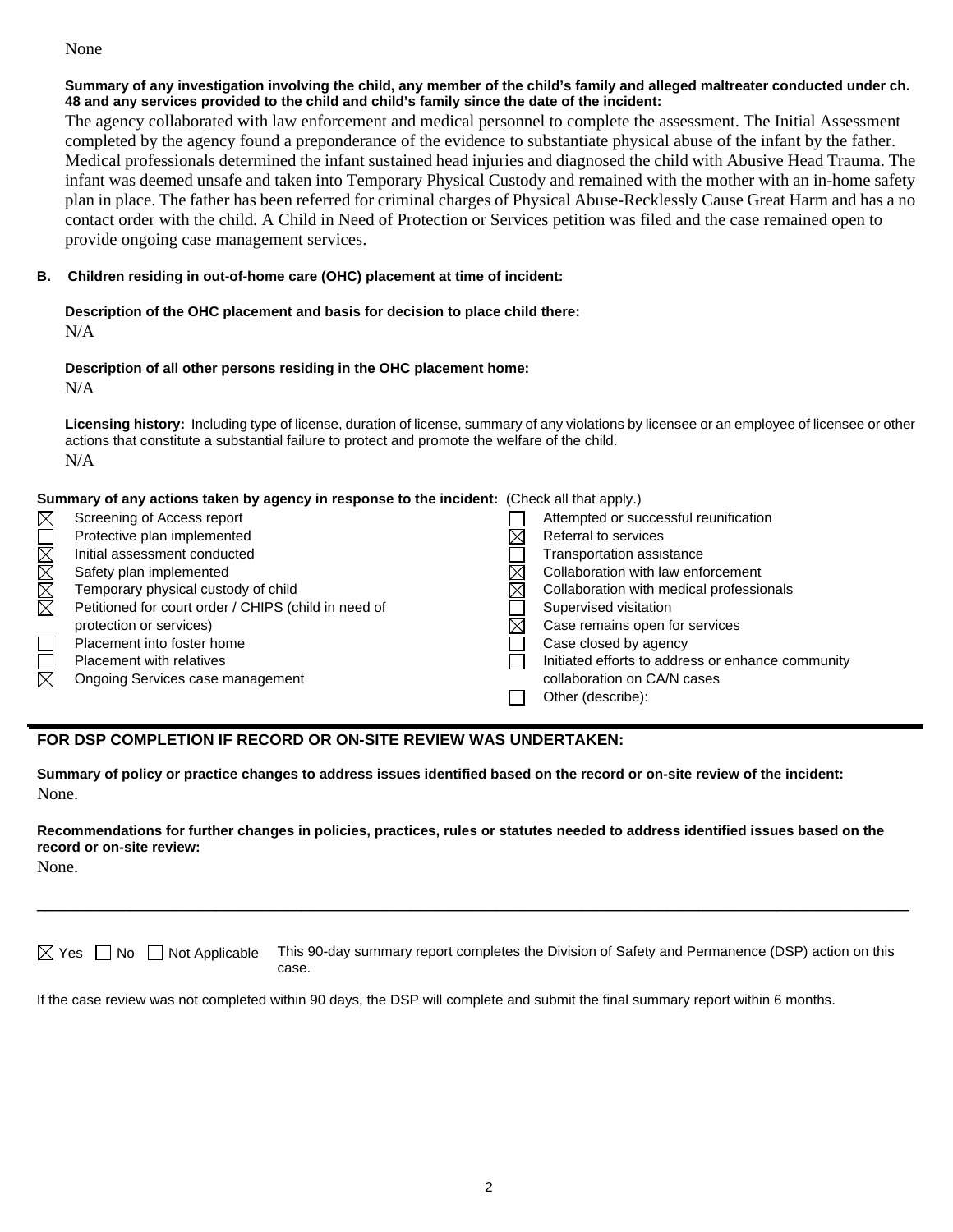None

**Summary of any investigation involving the child, any member of the child's family and alleged maltreater conducted under ch. 48 and any services provided to the child and child's family since the date of the incident:**

The agency collaborated with law enforcement and medical personnel to complete the assessment. The Initial Assessment completed by the agency found a preponderance of the evidence to substantiate physical abuse of the infant by the father. Medical professionals determined the infant sustained head injuries and diagnosed the child with Abusive Head Trauma. The infant was deemed unsafe and taken into Temporary Physical Custody and remained with the mother with an in-home safety plan in place. The father has been referred for criminal charges of Physical Abuse-Recklessly Cause Great Harm and has a no contact order with the child. A Child in Need of Protection or Services petition was filed and the case remained open to provide ongoing case management services.

**B. Children residing in out-of-home care (OHC) placement at time of incident:**

**Description of the OHC placement and basis for decision to place child there:**
N/A

**Description of all other persons residing in the OHC placement home:**
N/A

**Licensing history:** Including type of license, duration of license, summary of any violations by licensee or an employee of licensee or other actions that constitute a substantial failure to protect and promote the welfare of the child.
N/A

**Summary of any actions taken by agency in response to the incident:** (Check all that apply.)

- ☒ Screening of Access report
- ☐ Protective plan implemented
- ☒ Initial assessment conducted
- ☒ Safety plan implemented
- ☒ Temporary physical custody of child
- ☒ Petitioned for court order / CHIPS (child in need of protection or services)
- ☐ Placement into foster home
- ☐ Placement with relatives
- ☒ Ongoing Services case management
- ☐ Attempted or successful reunification
- ☒ Referral to services
- ☐ Transportation assistance
- ☒ Collaboration with law enforcement
- ☒ Collaboration with medical professionals
- ☐ Supervised visitation
- ☒ Case remains open for services
- ☐ Case closed by agency
- ☐ Initiated efforts to address or enhance community collaboration on CA/N cases
- ☐ Other (describe):

---

**FOR DSP COMPLETION IF RECORD OR ON-SITE REVIEW WAS UNDERTAKEN:**

**Summary of policy or practice changes to address issues identified based on the record or on-site review of the incident:**
None.

**Recommendations for further changes in policies, practices, rules or statutes needed to address identified issues based on the record or on-site review:**
None.

---

☒ Yes ☐ No ☐ Not Applicable This 90-day summary report completes the Division of Safety and Permanence (DSP) action on this case.

If the case review was not completed within 90 days, the DSP will complete and submit the final summary report within 6 months.